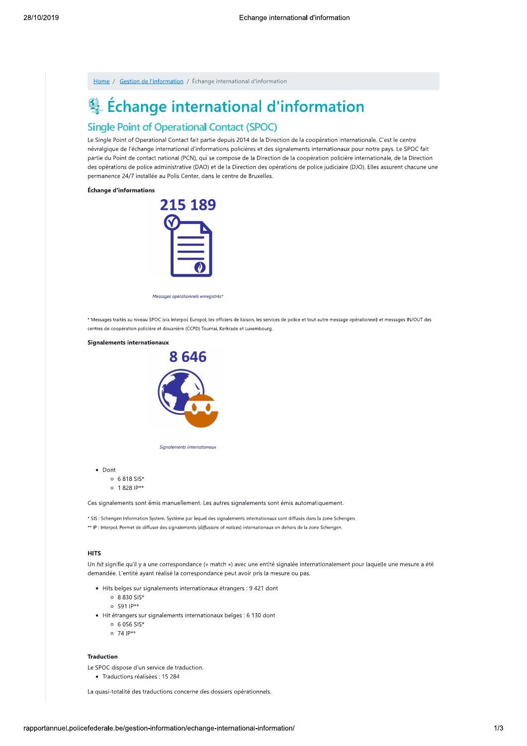Home / Gestion de l'information / Échange international d'information

# Échange international d'information

## Single Point of Operational Contact (SPOC)

Le Single Point of Operational Contact fait partie depuis 2014 de la Direction de la coopération internationale. C'est le centre névralgique de l'échange international d'informations policières et des signalements internationaux pour notre pays. Le SPOC fait partie du Point de contact national (PCN), qui se compose de la Direction de la coopération policière internationale, de la Direction des opérations de police administrative (DAO) et de la Direction des opérations de police judiciaire (DJO). Elles assurent chacune une permanence 24/7 installée au Polis Center, dans le centre de Bruxelles.

**Échange d'informations**

215 189

*Messages opérationnels enregistrés**

* Messages traités au niveau SPOC (via Interpol, Europol, les officiers de liaison, les services de police et tout autre message opérationnel) et messages IN/OUT des centres de coopération policière et douanière (CCPD) Tournai, Kerkrade et Luxembourg.

**Signalements internationaux**

8 646

*Signalements internationaux*

- Dont
  - 6 818 SIS*
  - 1 828 IP**

Ces signalements sont émis manuellement. Les autres signalements sont émis automatiquement.

* SIS : Schengen Information System. Système par lequel des signalements internationaux sont diffusés dans la zone Schengen.
** IP : Interpol. Permet de diffuser des signalements (*diffusions* of *notices*) internationaux en dehors de la zone Schengen.

**HITS**

Un *hit* signifie qu'il y a une correspondance (« match ») avec une entité signalée internationalement pour laquelle une mesure a été demandée. L'entité ayant réalisé la correspondance peut avoir pris la mesure ou pas.

- Hits belges sur signalements internationaux étrangers : 9 421 dont
  - 8 830 SIS*
  - 591 IP**
- Hit étrangers sur signalements internationaux belges : 6 130 dont
  - 6 056 SIS*
  - 74 IP**

**Traduction**

Le SPOC dispose d'un service de traduction.

- Traductions réalisées : 15 284

La quasi-totalité des traductions concerne des dossiers opérationnels.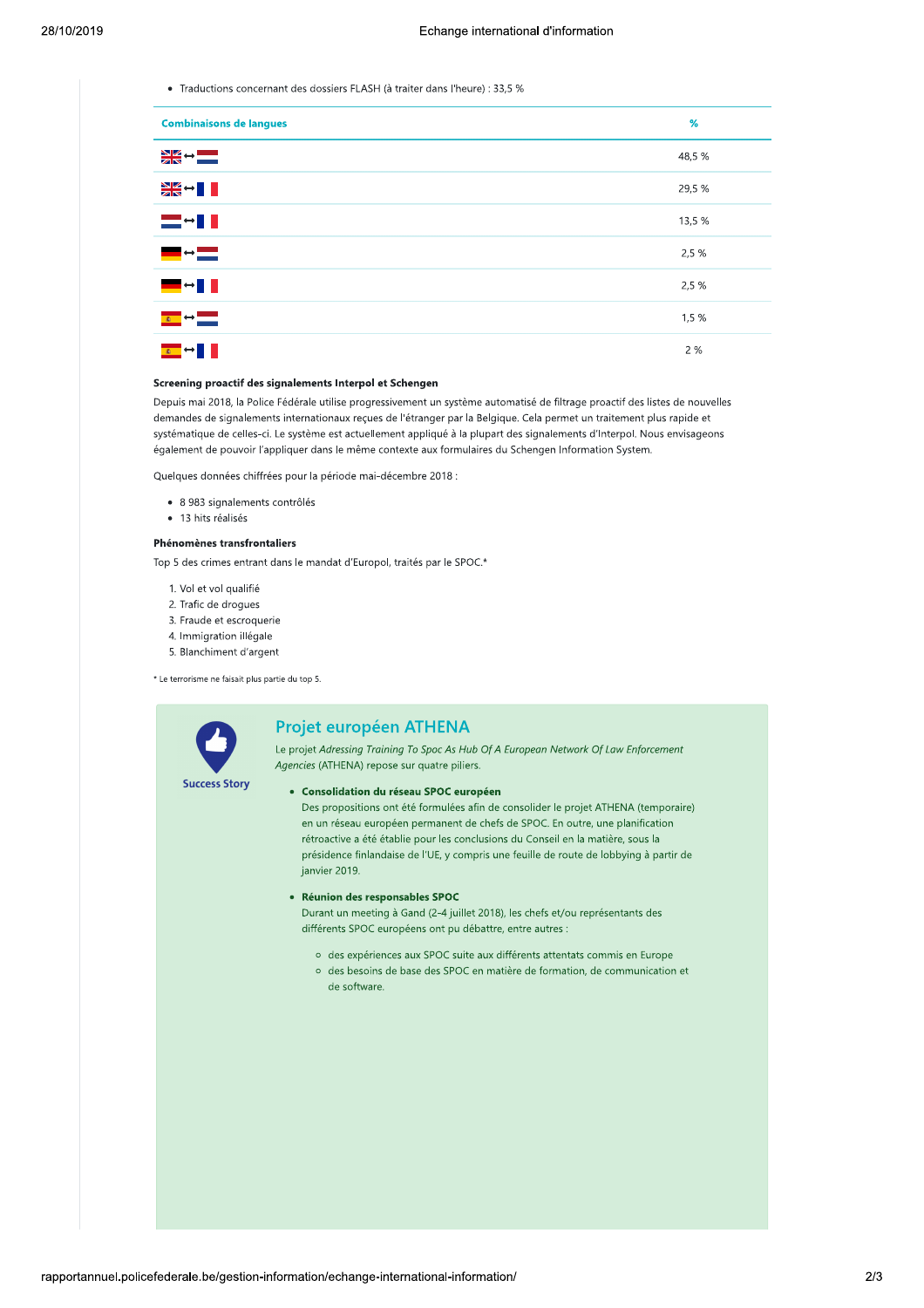- Traductions concernant des dossiers FLASH (à traiter dans l'heure) : 33,5 %

| Combinaisons de langues | % |
| --- | --- |
| 🇬🇧 ↔ 🇳🇱 | 48,5 % |
| 🇬🇧 ↔ 🇫🇷 | 29,5 % |
| 🇳🇱 ↔ 🇫🇷 | 13,5 % |
| 🇩🇪 ↔ 🇳🇱 | 2,5 % |
| 🇩🇪 ↔ 🇫🇷 | 2,5 % |
| 🇪🇸 ↔ 🇳🇱 | 1,5 % |
| 🇪🇸 ↔ 🇫🇷 | 2 % |

### Screening proactif des signalements Interpol et Schengen

Depuis mai 2018, la Police Fédérale utilise progressivement un système automatisé de filtrage proactif des listes de nouvelles demandes de signalements internationaux reçues de l'étranger par la Belgique. Cela permet un traitement plus rapide et systématique de celles-ci. Le système est actuellement appliqué à la plupart des signalements d'Interpol. Nous envisageons également de pouvoir l'appliquer dans le même contexte aux formulaires du Schengen Information System.

Quelques données chiffrées pour la période mai-décembre 2018 :

- 8 983 signalements contrôlés
- 13 hits réalisés

### Phénomènes transfrontaliers

Top 5 des crimes entrant dans le mandat d'Europol, traités par le SPOC.*

1. Vol et vol qualifié
2. Trafic de drogues
3. Fraude et escroquerie
4. Immigration illégale
5. Blanchiment d'argent

* Le terrorisme ne faisait plus partie du top 5.

**Success Story**

## Projet européen ATHENA

Le projet *Adressing Training To Spoc As Hub Of A European Network Of Law Enforcement Agencies* (ATHENA) repose sur quatre piliers.

- **Consolidation du réseau SPOC européen**
  Des propositions ont été formulées afin de consolider le projet ATHENA (temporaire) en un réseau européen permanent de chefs de SPOC. En outre, une planification rétroactive a été établie pour les conclusions du Conseil en la matière, sous la présidence finlandaise de l'UE, y compris une feuille de route de lobbying à partir de janvier 2019.

- **Réunion des responsables SPOC**
  Durant un meeting à Gand (2-4 juillet 2018), les chefs et/ou représentants des différents SPOC européens ont pu débattre, entre autres :

  - des expériences aux SPOC suite aux différents attentats commis en Europe
  - des besoins de base des SPOC en matière de formation, de communication et de software.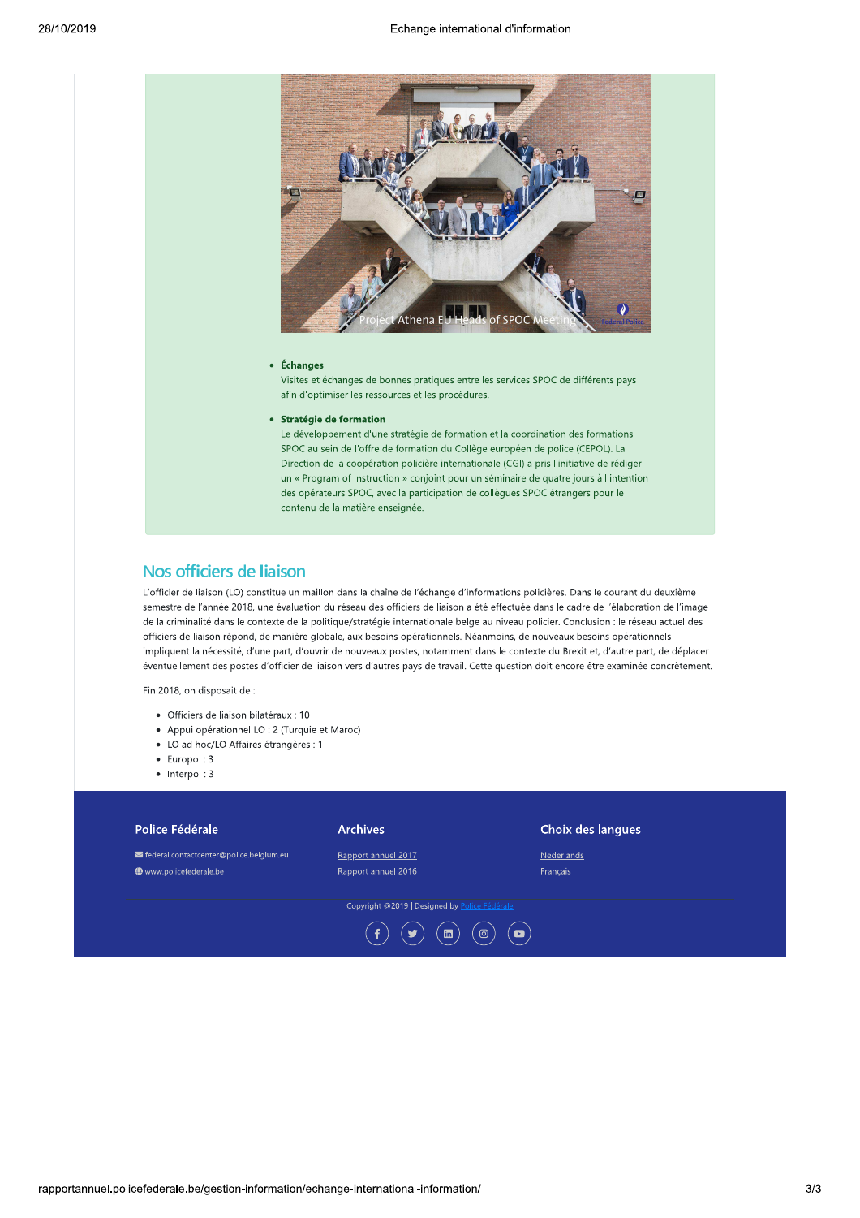- **Échanges**
  Visites et échanges de bonnes pratiques entre les services SPOC de différents pays afin d'optimiser les ressources et les procédures.

- **Stratégie de formation**
  Le développement d'une stratégie de formation et la coordination des formations SPOC au sein de l'offre de formation du Collège européen de police (CEPOL). La Direction de la coopération policière internationale (CGI) a pris l'initiative de rédiger un « Program of Instruction » conjoint pour un séminaire de quatre jours à l'intention des opérateurs SPOC, avec la participation de collègues SPOC étrangers pour le contenu de la matière enseignée.

## Nos officiers de liaison

L'officier de liaison (LO) constitue un maillon dans la chaîne de l'échange d'informations policières. Dans le courant du deuxième semestre de l'année 2018, une évaluation du réseau des officiers de liaison a été effectuée dans le cadre de l'élaboration de l'image de la criminalité dans le contexte de la politique/stratégie internationale belge au niveau policier. Conclusion : le réseau actuel des officiers de liaison répond, de manière globale, aux besoins opérationnels. Néanmoins, de nouveaux besoins opérationnels impliquent la nécessité, d'une part, d'ouvrir de nouveaux postes, notamment dans le contexte du Brexit et, d'autre part, de déplacer éventuellement des postes d'officier de liaison vers d'autres pays de travail. Cette question doit encore être examinée concrètement.

Fin 2018, on disposait de :

- Officiers de liaison bilatéraux : 10
- Appui opérationnel LO : 2 (Turquie et Maroc)
- LO ad hoc/LO Affaires étrangères : 1
- Europol : 3
- Interpol : 3

**Police Fédérale**

federal.contactcenter@police.belgium.eu

www.policefederale.be

**Archives**

Rapport annuel 2017

Rapport annuel 2016

**Choix des langues**

Nederlands

Français

Copyright @2019 | Designed by Police Fédérale